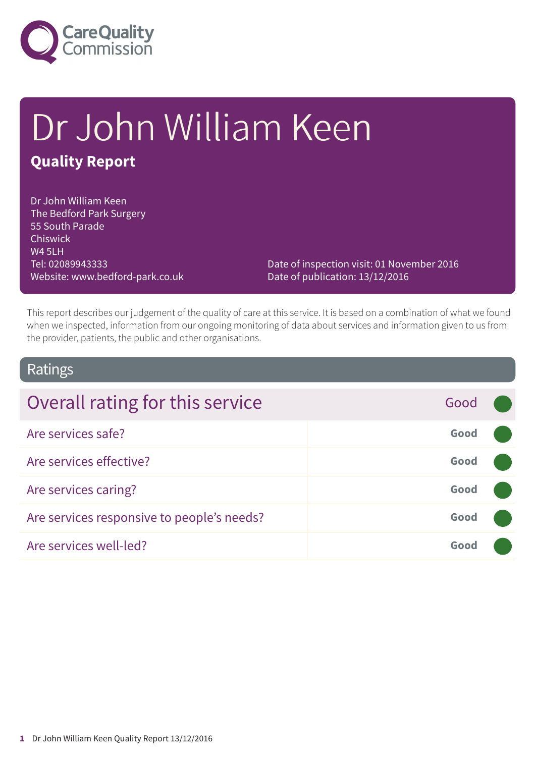# Dr John William Keen

## Quality Report

Dr John William Keen
The Bedford Park Surgery
55 South Parade
Chiswick
W4 5LH
Tel: 02089943333
Website: www.bedford-park.co.uk

Date of inspection visit: 01 November 2016
Date of publication: 13/12/2016

This report describes our judgement of the quality of care at this service. It is based on a combination of what we found when we inspected, information from our ongoing monitoring of data about services and information given to us from the provider, patients, the public and other organisations.

## Ratings

| Overall rating for this service | Good |
|---|---|
| Are services safe? | Good |
| Are services effective? | Good |
| Are services caring? | Good |
| Are services responsive to people's needs? | Good |
| Are services well-led? | Good |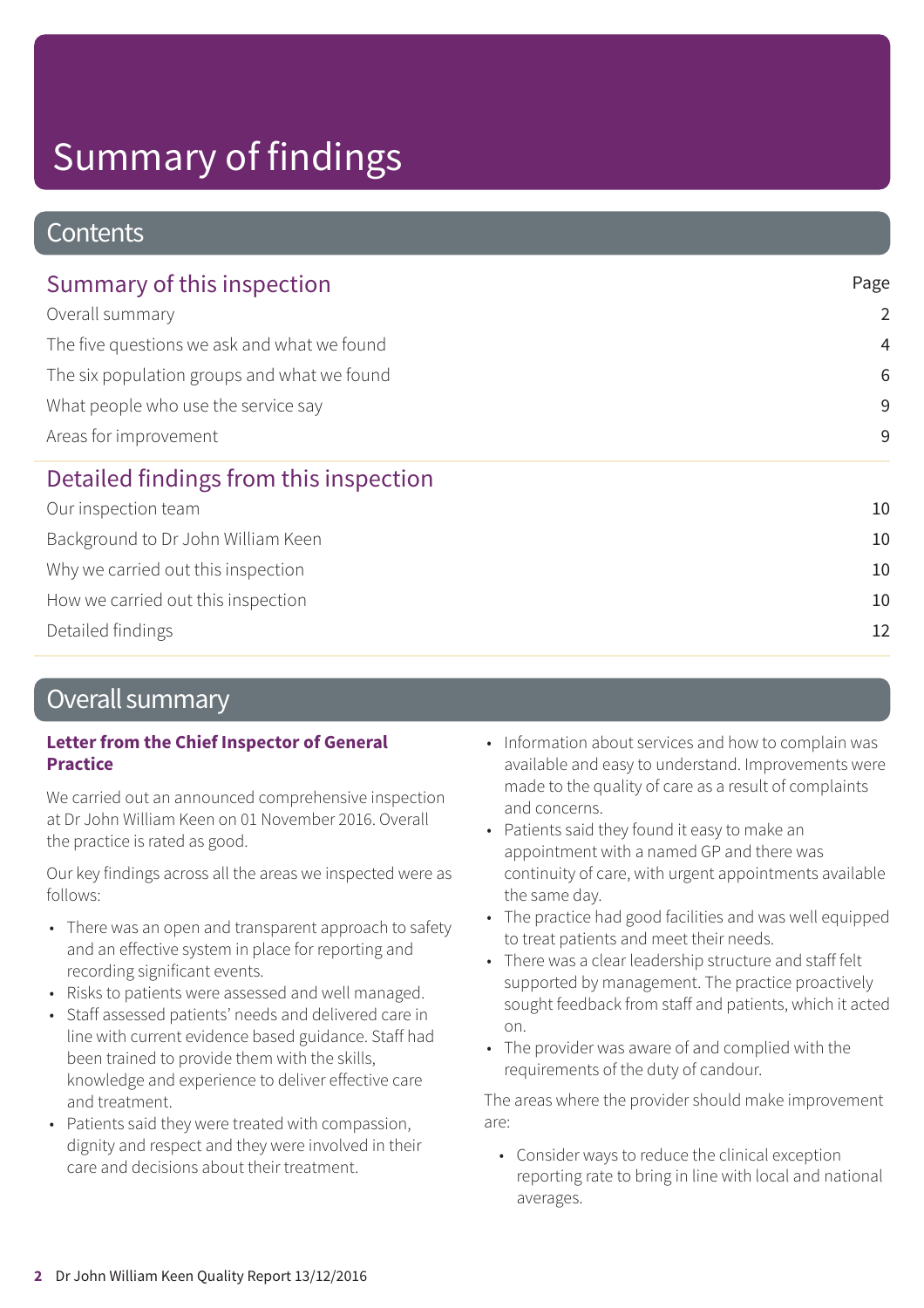# Summary of findings

## Contents

| Summary of this inspection | Page |
| --- | --- |
| Overall summary | 2 |
| The five questions we ask and what we found | 4 |
| The six population groups and what we found | 6 |
| What people who use the service say | 9 |
| Areas for improvement | 9 |

| Detailed findings from this inspection | |
| --- | --- |
| Our inspection team | 10 |
| Background to Dr John William Keen | 10 |
| Why we carried out this inspection | 10 |
| How we carried out this inspection | 10 |
| Detailed findings | 12 |

## Overall summary

**Letter from the Chief Inspector of General Practice**

We carried out an announced comprehensive inspection at Dr John William Keen on 01 November 2016. Overall the practice is rated as good.

Our key findings across all the areas we inspected were as follows:

- There was an open and transparent approach to safety and an effective system in place for reporting and recording significant events.
- Risks to patients were assessed and well managed.
- Staff assessed patients' needs and delivered care in line with current evidence based guidance. Staff had been trained to provide them with the skills, knowledge and experience to deliver effective care and treatment.
- Patients said they were treated with compassion, dignity and respect and they were involved in their care and decisions about their treatment.
- Information about services and how to complain was available and easy to understand. Improvements were made to the quality of care as a result of complaints and concerns.
- Patients said they found it easy to make an appointment with a named GP and there was continuity of care, with urgent appointments available the same day.
- The practice had good facilities and was well equipped to treat patients and meet their needs.
- There was a clear leadership structure and staff felt supported by management. The practice proactively sought feedback from staff and patients, which it acted on.
- The provider was aware of and complied with the requirements of the duty of candour.

The areas where the provider should make improvement are:

- Consider ways to reduce the clinical exception reporting rate to bring in line with local and national averages.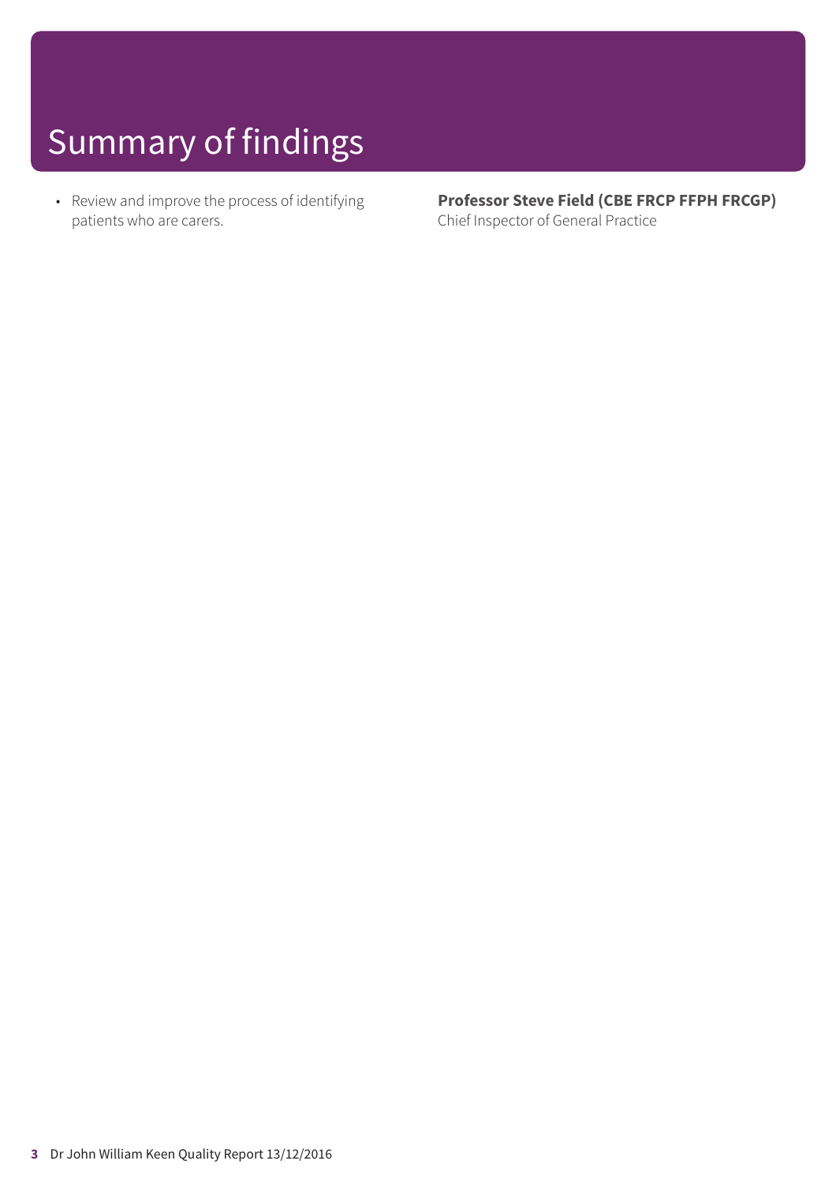# Summary of findings

- Review and improve the process of identifying patients who are carers.

**Professor Steve Field (CBE FRCP FFPH FRCGP)**
Chief Inspector of General Practice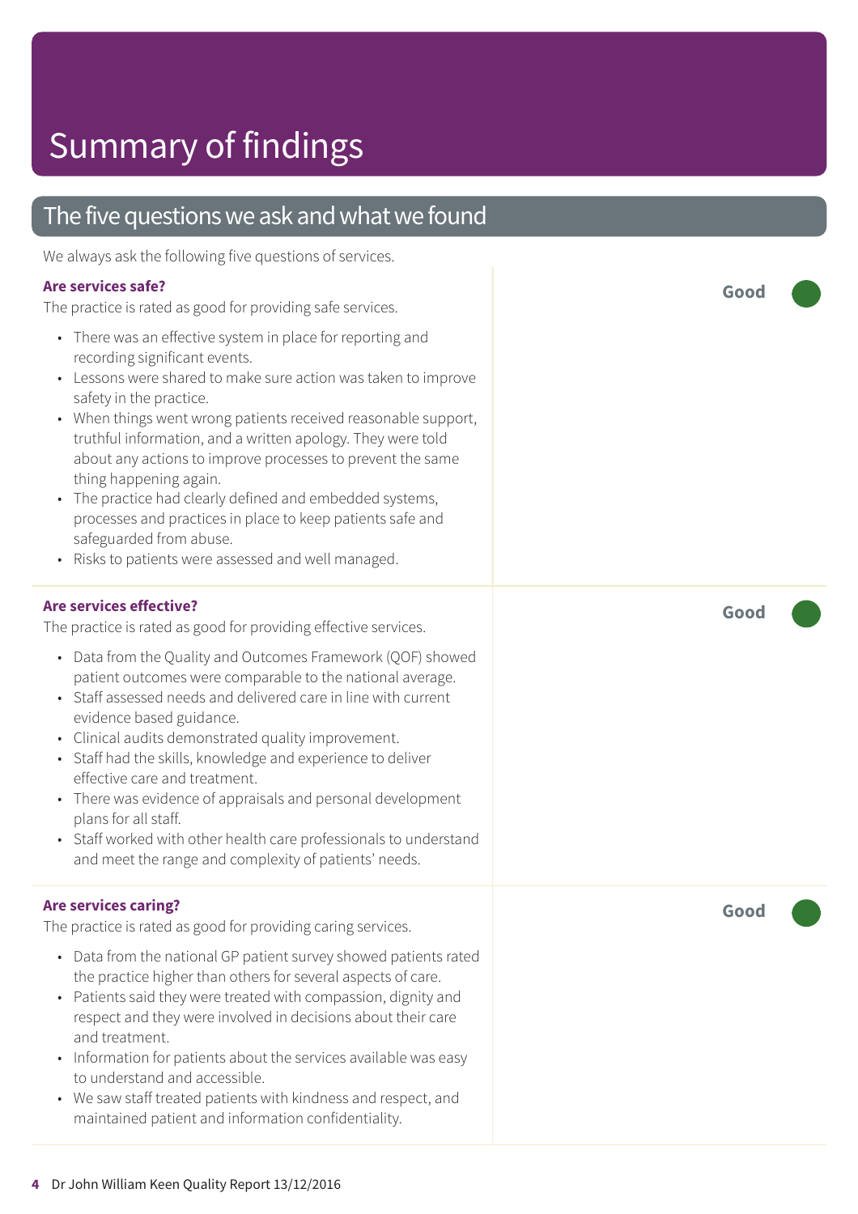# Summary of findings

## The five questions we ask and what we found

We always ask the following five questions of services.

### Are services safe?

**Good**

The practice is rated as good for providing safe services.

- There was an effective system in place for reporting and recording significant events.
- Lessons were shared to make sure action was taken to improve safety in the practice.
- When things went wrong patients received reasonable support, truthful information, and a written apology. They were told about any actions to improve processes to prevent the same thing happening again.
- The practice had clearly defined and embedded systems, processes and practices in place to keep patients safe and safeguarded from abuse.
- Risks to patients were assessed and well managed.

### Are services effective?

**Good**

The practice is rated as good for providing effective services.

- Data from the Quality and Outcomes Framework (QOF) showed patient outcomes were comparable to the national average.
- Staff assessed needs and delivered care in line with current evidence based guidance.
- Clinical audits demonstrated quality improvement.
- Staff had the skills, knowledge and experience to deliver effective care and treatment.
- There was evidence of appraisals and personal development plans for all staff.
- Staff worked with other health care professionals to understand and meet the range and complexity of patients' needs.

### Are services caring?

**Good**

The practice is rated as good for providing caring services.

- Data from the national GP patient survey showed patients rated the practice higher than others for several aspects of care.
- Patients said they were treated with compassion, dignity and respect and they were involved in decisions about their care and treatment.
- Information for patients about the services available was easy to understand and accessible.
- We saw staff treated patients with kindness and respect, and maintained patient and information confidentiality.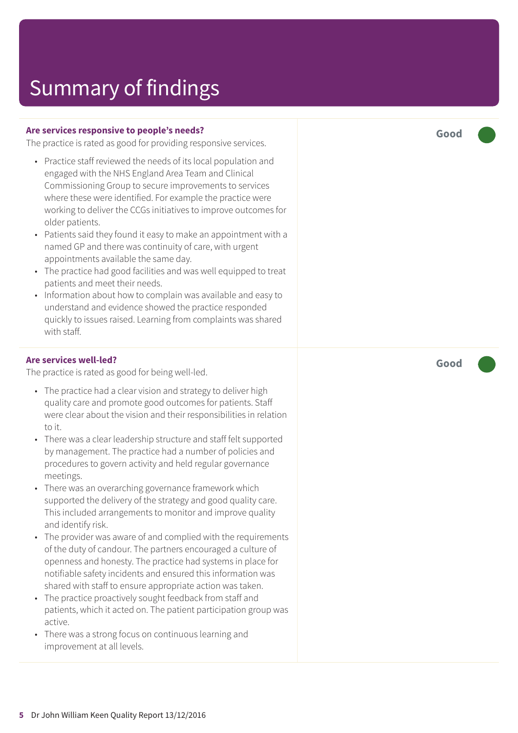# Summary of findings

**Are services responsive to people's needs?**

The practice is rated as good for providing responsive services.

**Good**

- Practice staff reviewed the needs of its local population and engaged with the NHS England Area Team and Clinical Commissioning Group to secure improvements to services where these were identified. For example the practice were working to deliver the CCGs initiatives to improve outcomes for older patients.
- Patients said they found it easy to make an appointment with a named GP and there was continuity of care, with urgent appointments available the same day.
- The practice had good facilities and was well equipped to treat patients and meet their needs.
- Information about how to complain was available and easy to understand and evidence showed the practice responded quickly to issues raised. Learning from complaints was shared with staff.

**Are services well-led?**

The practice is rated as good for being well-led.

**Good**

- The practice had a clear vision and strategy to deliver high quality care and promote good outcomes for patients. Staff were clear about the vision and their responsibilities in relation to it.
- There was a clear leadership structure and staff felt supported by management. The practice had a number of policies and procedures to govern activity and held regular governance meetings.
- There was an overarching governance framework which supported the delivery of the strategy and good quality care. This included arrangements to monitor and improve quality and identify risk.
- The provider was aware of and complied with the requirements of the duty of candour. The partners encouraged a culture of openness and honesty. The practice had systems in place for notifiable safety incidents and ensured this information was shared with staff to ensure appropriate action was taken.
- The practice proactively sought feedback from staff and patients, which it acted on. The patient participation group was active.
- There was a strong focus on continuous learning and improvement at all levels.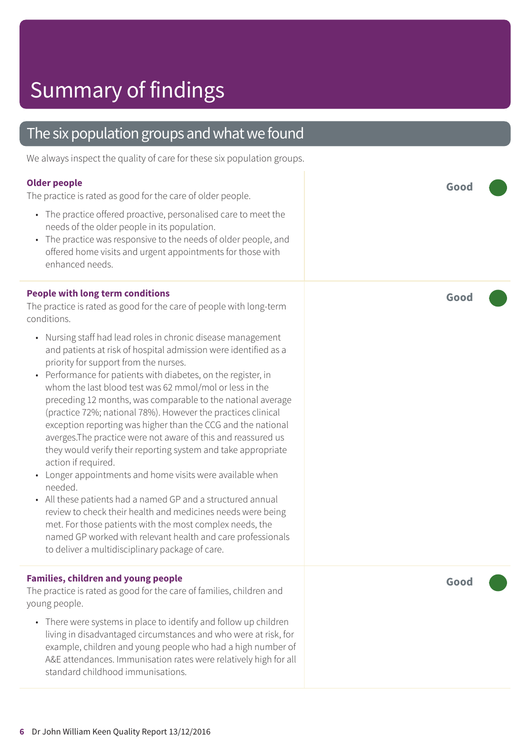# Summary of findings

## The six population groups and what we found

We always inspect the quality of care for these six population groups.

### Older people

**Good**

The practice is rated as good for the care of older people.

- The practice offered proactive, personalised care to meet the needs of the older people in its population.
- The practice was responsive to the needs of older people, and offered home visits and urgent appointments for those with enhanced needs.

### People with long term conditions

**Good**

The practice is rated as good for the care of people with long-term conditions.

- Nursing staff had lead roles in chronic disease management and patients at risk of hospital admission were identified as a priority for support from the nurses.
- Performance for patients with diabetes, on the register, in whom the last blood test was 62 mmol/mol or less in the preceding 12 months, was comparable to the national average (practice 72%; national 78%). However the practices clinical exception reporting was higher than the CCG and the national averges.The practice were not aware of this and reassured us they would verify their reporting system and take appropriate action if required.
- Longer appointments and home visits were available when needed.
- All these patients had a named GP and a structured annual review to check their health and medicines needs were being met. For those patients with the most complex needs, the named GP worked with relevant health and care professionals to deliver a multidisciplinary package of care.

### Families, children and young people

**Good**

The practice is rated as good for the care of families, children and young people.

- There were systems in place to identify and follow up children living in disadvantaged circumstances and who were at risk, for example, children and young people who had a high number of A&E attendances. Immunisation rates were relatively high for all standard childhood immunisations.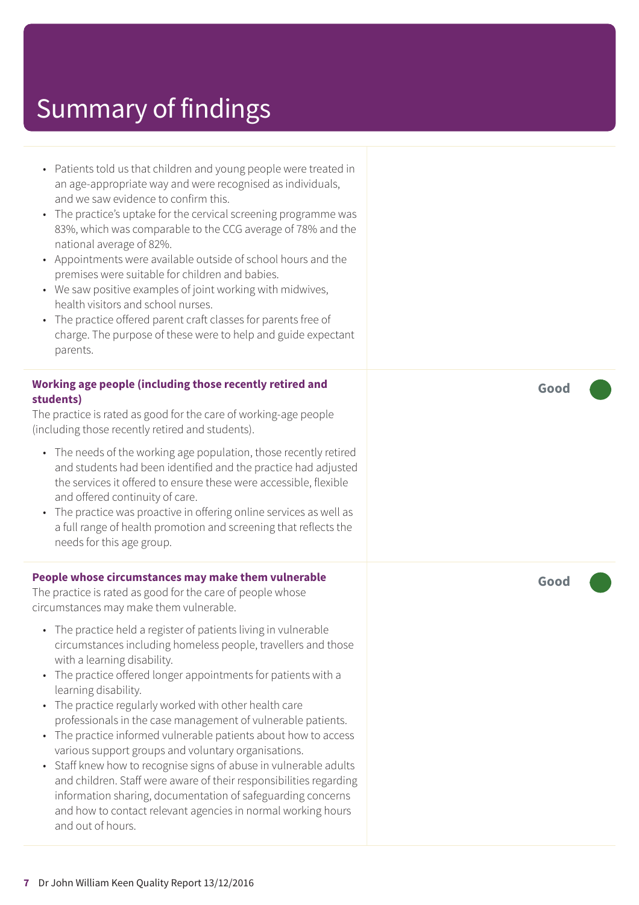# Summary of findings

- Patients told us that children and young people were treated in an age-appropriate way and were recognised as individuals, and we saw evidence to confirm this.
- The practice's uptake for the cervical screening programme was 83%, which was comparable to the CCG average of 78% and the national average of 82%.
- Appointments were available outside of school hours and the premises were suitable for children and babies.
- We saw positive examples of joint working with midwives, health visitors and school nurses.
- The practice offered parent craft classes for parents free of charge. The purpose of these were to help and guide expectant parents.

**Working age people (including those recently retired and students)** — **Good**

The practice is rated as good for the care of working-age people (including those recently retired and students).

- The needs of the working age population, those recently retired and students had been identified and the practice had adjusted the services it offered to ensure these were accessible, flexible and offered continuity of care.
- The practice was proactive in offering online services as well as a full range of health promotion and screening that reflects the needs for this age group.

**People whose circumstances may make them vulnerable** — **Good**

The practice is rated as good for the care of people whose circumstances may make them vulnerable.

- The practice held a register of patients living in vulnerable circumstances including homeless people, travellers and those with a learning disability.
- The practice offered longer appointments for patients with a learning disability.
- The practice regularly worked with other health care professionals in the case management of vulnerable patients.
- The practice informed vulnerable patients about how to access various support groups and voluntary organisations.
- Staff knew how to recognise signs of abuse in vulnerable adults and children. Staff were aware of their responsibilities regarding information sharing, documentation of safeguarding concerns and how to contact relevant agencies in normal working hours and out of hours.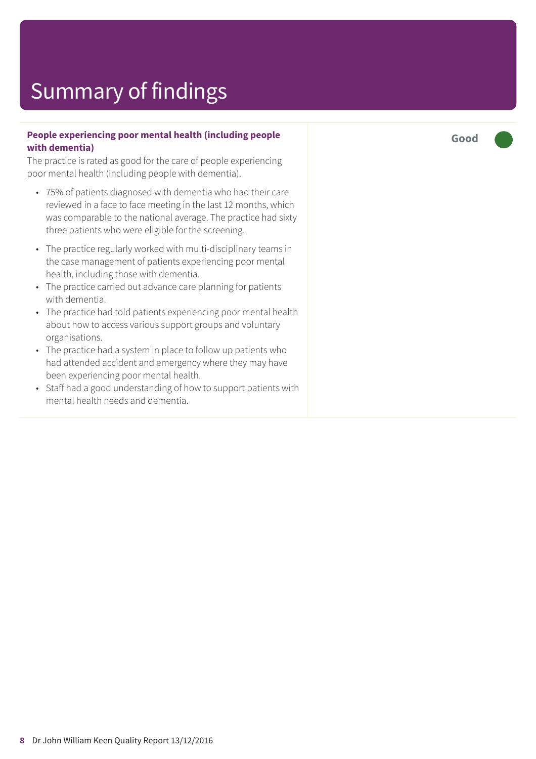# Summary of findings

**People experiencing poor mental health (including people with dementia)**

**Good**

The practice is rated as good for the care of people experiencing poor mental health (including people with dementia).

- 75% of patients diagnosed with dementia who had their care reviewed in a face to face meeting in the last 12 months, which was comparable to the national average. The practice had sixty three patients who were eligible for the screening.
- The practice regularly worked with multi-disciplinary teams in the case management of patients experiencing poor mental health, including those with dementia.
- The practice carried out advance care planning for patients with dementia.
- The practice had told patients experiencing poor mental health about how to access various support groups and voluntary organisations.
- The practice had a system in place to follow up patients who had attended accident and emergency where they may have been experiencing poor mental health.
- Staff had a good understanding of how to support patients with mental health needs and dementia.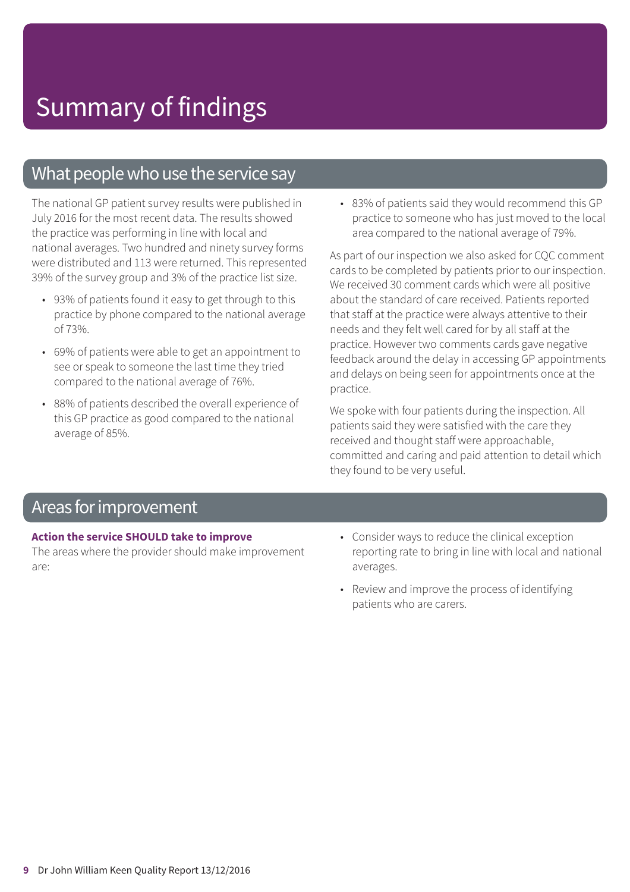# Summary of findings

## What people who use the service say

The national GP patient survey results were published in July 2016 for the most recent data. The results showed the practice was performing in line with local and national averages. Two hundred and ninety survey forms were distributed and 113 were returned. This represented 39% of the survey group and 3% of the practice list size.

- 93% of patients found it easy to get through to this practice by phone compared to the national average of 73%.
- 69% of patients were able to get an appointment to see or speak to someone the last time they tried compared to the national average of 76%.
- 88% of patients described the overall experience of this GP practice as good compared to the national average of 85%.
- 83% of patients said they would recommend this GP practice to someone who has just moved to the local area compared to the national average of 79%.

As part of our inspection we also asked for CQC comment cards to be completed by patients prior to our inspection. We received 30 comment cards which were all positive about the standard of care received. Patients reported that staff at the practice were always attentive to their needs and they felt well cared for by all staff at the practice. However two comments cards gave negative feedback around the delay in accessing GP appointments and delays on being seen for appointments once at the practice.

We spoke with four patients during the inspection. All patients said they were satisfied with the care they received and thought staff were approachable, committed and caring and paid attention to detail which they found to be very useful.

## Areas for improvement

**Action the service SHOULD take to improve**

The areas where the provider should make improvement are:

- Consider ways to reduce the clinical exception reporting rate to bring in line with local and national averages.
- Review and improve the process of identifying patients who are carers.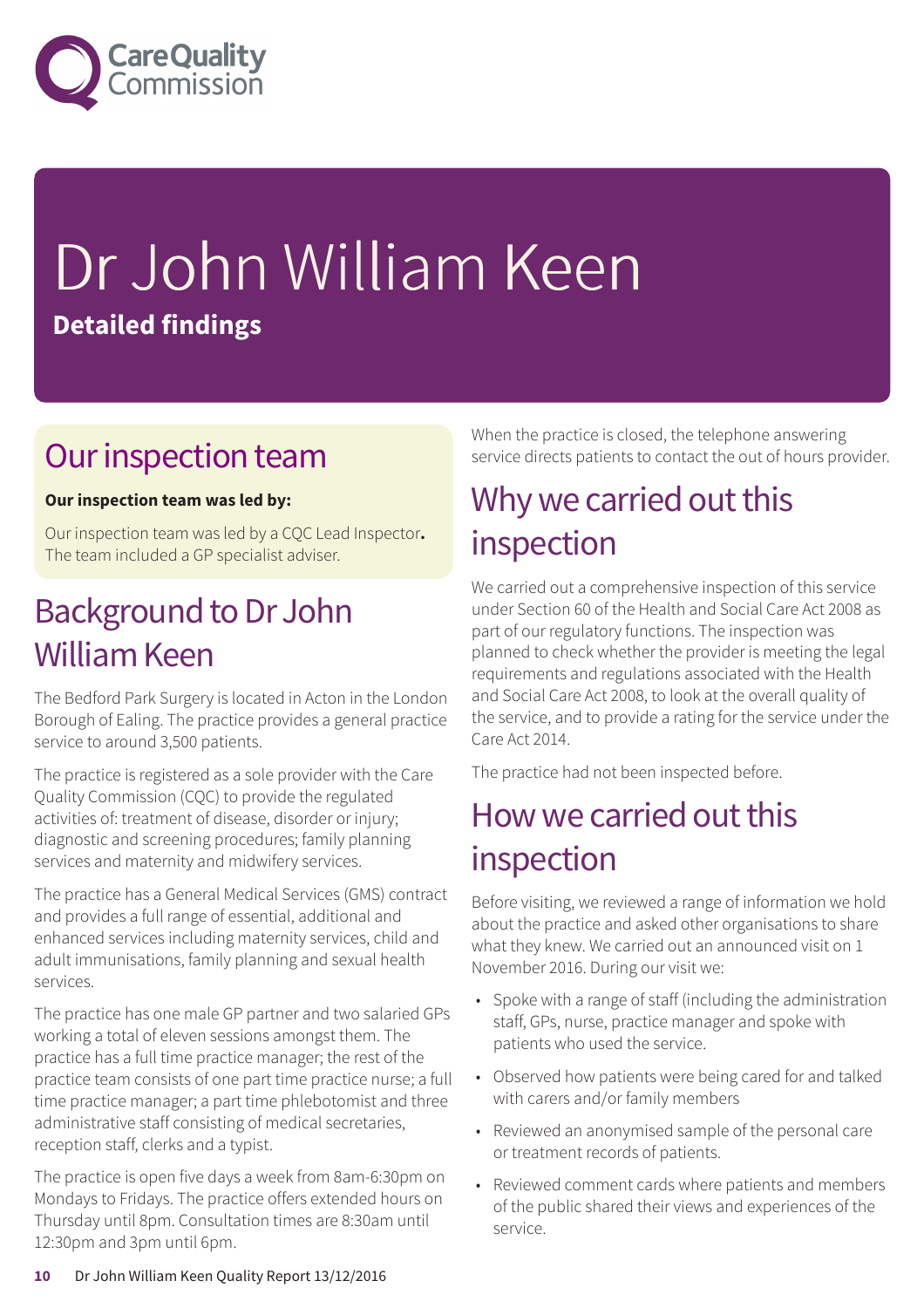# Dr John William Keen

**Detailed findings**

## Our inspection team

**Our inspection team was led by:**

Our inspection team was led by a CQC Lead Inspector**.** The team included a GP specialist adviser.

## Background to Dr John William Keen

The Bedford Park Surgery is located in Acton in the London Borough of Ealing. The practice provides a general practice service to around 3,500 patients.

The practice is registered as a sole provider with the Care Quality Commission (CQC) to provide the regulated activities of: treatment of disease, disorder or injury; diagnostic and screening procedures; family planning services and maternity and midwifery services.

The practice has a General Medical Services (GMS) contract and provides a full range of essential, additional and enhanced services including maternity services, child and adult immunisations, family planning and sexual health services.

The practice has one male GP partner and two salaried GPs working a total of eleven sessions amongst them. The practice has a full time practice manager; the rest of the practice team consists of one part time practice nurse; a full time practice manager; a part time phlebotomist and three administrative staff consisting of medical secretaries, reception staff, clerks and a typist.

The practice is open five days a week from 8am-6:30pm on Mondays to Fridays. The practice offers extended hours on Thursday until 8pm. Consultation times are 8:30am until 12:30pm and 3pm until 6pm.

When the practice is closed, the telephone answering service directs patients to contact the out of hours provider.

## Why we carried out this inspection

We carried out a comprehensive inspection of this service under Section 60 of the Health and Social Care Act 2008 as part of our regulatory functions. The inspection was planned to check whether the provider is meeting the legal requirements and regulations associated with the Health and Social Care Act 2008, to look at the overall quality of the service, and to provide a rating for the service under the Care Act 2014.

The practice had not been inspected before.

## How we carried out this inspection

Before visiting, we reviewed a range of information we hold about the practice and asked other organisations to share what they knew. We carried out an announced visit on 1 November 2016. During our visit we:

- Spoke with a range of staff (including the administration staff, GPs, nurse, practice manager and spoke with patients who used the service.
- Observed how patients were being cared for and talked with carers and/or family members
- Reviewed an anonymised sample of the personal care or treatment records of patients.
- Reviewed comment cards where patients and members of the public shared their views and experiences of the service.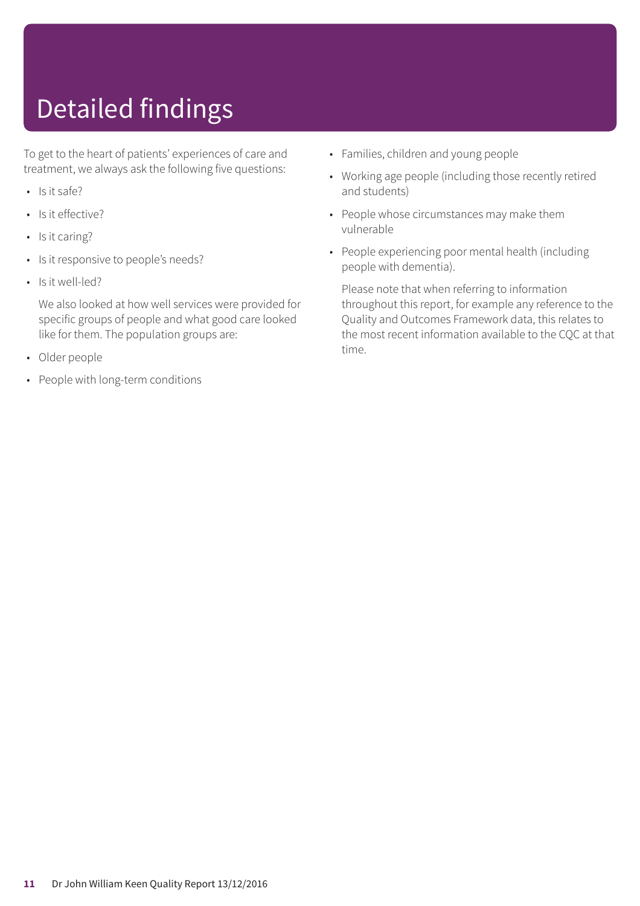# Detailed findings

To get to the heart of patients' experiences of care and treatment, we always ask the following five questions:

- Is it safe?
- Is it effective?
- Is it caring?
- Is it responsive to people's needs?
- Is it well-led?

We also looked at how well services were provided for specific groups of people and what good care looked like for them. The population groups are:

- Older people
- People with long-term conditions
- Families, children and young people
- Working age people (including those recently retired and students)
- People whose circumstances may make them vulnerable
- People experiencing poor mental health (including people with dementia).

Please note that when referring to information throughout this report, for example any reference to the Quality and Outcomes Framework data, this relates to the most recent information available to the CQC at that time.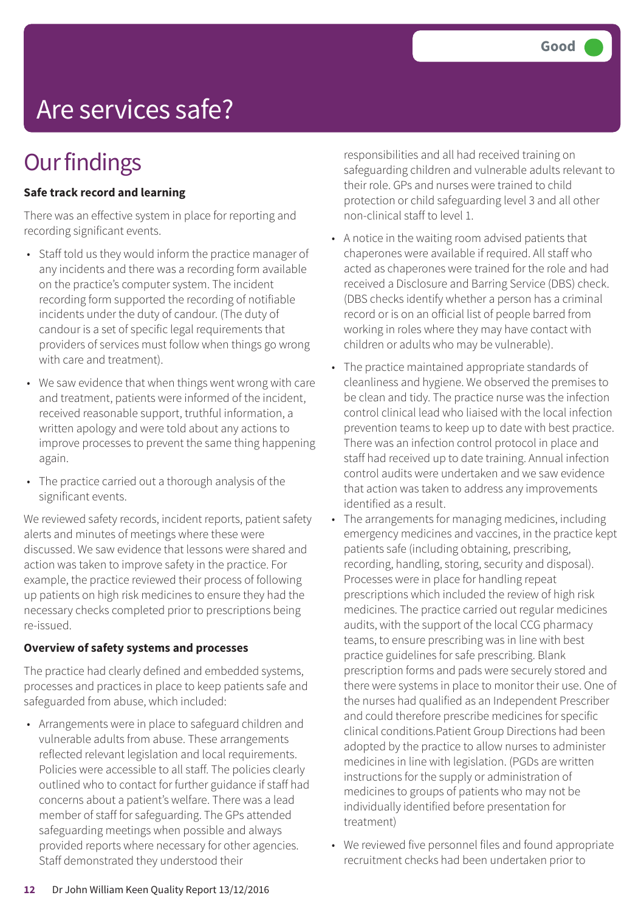# Are services safe?

Good

## Our findings

**Safe track record and learning**

There was an effective system in place for reporting and recording significant events.

- Staff told us they would inform the practice manager of any incidents and there was a recording form available on the practice's computer system. The incident recording form supported the recording of notifiable incidents under the duty of candour. (The duty of candour is a set of specific legal requirements that providers of services must follow when things go wrong with care and treatment).
- We saw evidence that when things went wrong with care and treatment, patients were informed of the incident, received reasonable support, truthful information, a written apology and were told about any actions to improve processes to prevent the same thing happening again.
- The practice carried out a thorough analysis of the significant events.

We reviewed safety records, incident reports, patient safety alerts and minutes of meetings where these were discussed. We saw evidence that lessons were shared and action was taken to improve safety in the practice. For example, the practice reviewed their process of following up patients on high risk medicines to ensure they had the necessary checks completed prior to prescriptions being re-issued.

**Overview of safety systems and processes**

The practice had clearly defined and embedded systems, processes and practices in place to keep patients safe and safeguarded from abuse, which included:

- Arrangements were in place to safeguard children and vulnerable adults from abuse. These arrangements reflected relevant legislation and local requirements. Policies were accessible to all staff. The policies clearly outlined who to contact for further guidance if staff had concerns about a patient's welfare. There was a lead member of staff for safeguarding. The GPs attended safeguarding meetings when possible and always provided reports where necessary for other agencies. Staff demonstrated they understood their responsibilities and all had received training on safeguarding children and vulnerable adults relevant to their role. GPs and nurses were trained to child protection or child safeguarding level 3 and all other non-clinical staff to level 1.
- A notice in the waiting room advised patients that chaperones were available if required. All staff who acted as chaperones were trained for the role and had received a Disclosure and Barring Service (DBS) check. (DBS checks identify whether a person has a criminal record or is on an official list of people barred from working in roles where they may have contact with children or adults who may be vulnerable).
- The practice maintained appropriate standards of cleanliness and hygiene. We observed the premises to be clean and tidy. The practice nurse was the infection control clinical lead who liaised with the local infection prevention teams to keep up to date with best practice. There was an infection control protocol in place and staff had received up to date training. Annual infection control audits were undertaken and we saw evidence that action was taken to address any improvements identified as a result.
- The arrangements for managing medicines, including emergency medicines and vaccines, in the practice kept patients safe (including obtaining, prescribing, recording, handling, storing, security and disposal). Processes were in place for handling repeat prescriptions which included the review of high risk medicines. The practice carried out regular medicines audits, with the support of the local CCG pharmacy teams, to ensure prescribing was in line with best practice guidelines for safe prescribing. Blank prescription forms and pads were securely stored and there were systems in place to monitor their use. One of the nurses had qualified as an Independent Prescriber and could therefore prescribe medicines for specific clinical conditions.Patient Group Directions had been adopted by the practice to allow nurses to administer medicines in line with legislation. (PGDs are written instructions for the supply or administration of medicines to groups of patients who may not be individually identified before presentation for treatment)
- We reviewed five personnel files and found appropriate recruitment checks had been undertaken prior to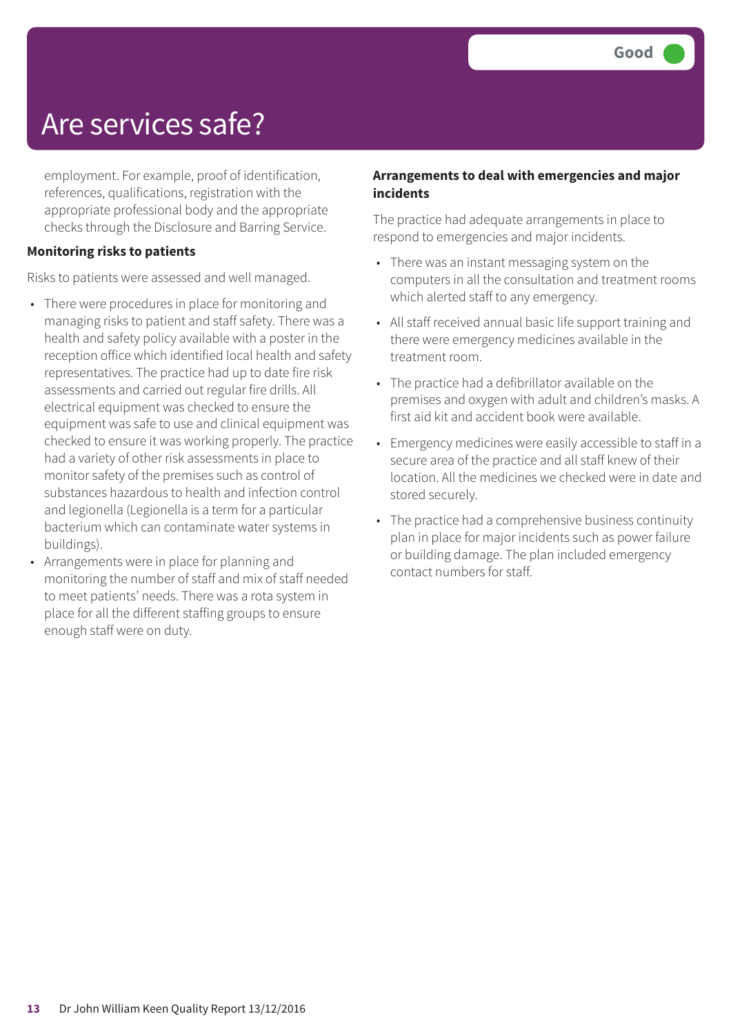# Are services safe?

Good

employment. For example, proof of identification, references, qualifications, registration with the appropriate professional body and the appropriate checks through the Disclosure and Barring Service.

**Monitoring risks to patients**

Risks to patients were assessed and well managed.

- There were procedures in place for monitoring and managing risks to patient and staff safety. There was a health and safety policy available with a poster in the reception office which identified local health and safety representatives. The practice had up to date fire risk assessments and carried out regular fire drills. All electrical equipment was checked to ensure the equipment was safe to use and clinical equipment was checked to ensure it was working properly. The practice had a variety of other risk assessments in place to monitor safety of the premises such as control of substances hazardous to health and infection control and legionella (Legionella is a term for a particular bacterium which can contaminate water systems in buildings).
- Arrangements were in place for planning and monitoring the number of staff and mix of staff needed to meet patients' needs. There was a rota system in place for all the different staffing groups to ensure enough staff were on duty.

**Arrangements to deal with emergencies and major incidents**

The practice had adequate arrangements in place to respond to emergencies and major incidents.

- There was an instant messaging system on the computers in all the consultation and treatment rooms which alerted staff to any emergency.
- All staff received annual basic life support training and there were emergency medicines available in the treatment room.
- The practice had a defibrillator available on the premises and oxygen with adult and children's masks. A first aid kit and accident book were available.
- Emergency medicines were easily accessible to staff in a secure area of the practice and all staff knew of their location. All the medicines we checked were in date and stored securely.
- The practice had a comprehensive business continuity plan in place for major incidents such as power failure or building damage. The plan included emergency contact numbers for staff.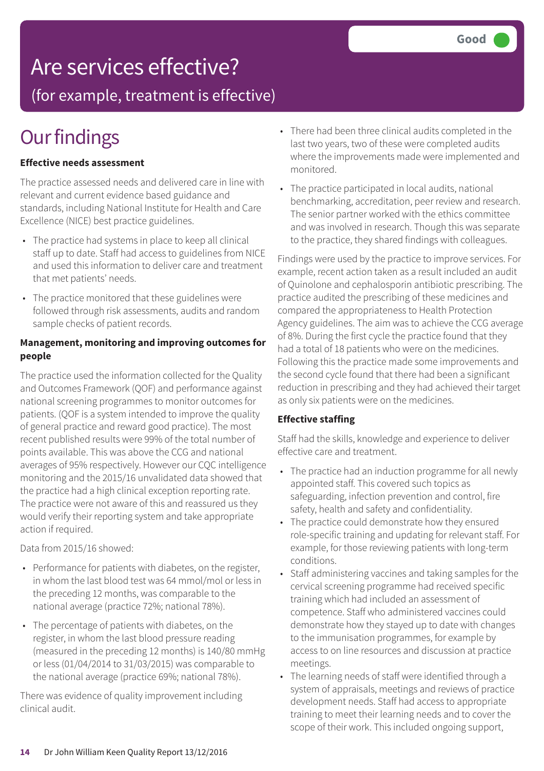Good

# Are services effective?

(for example, treatment is effective)

## Our findings

**Effective needs assessment**

The practice assessed needs and delivered care in line with relevant and current evidence based guidance and standards, including National Institute for Health and Care Excellence (NICE) best practice guidelines.

- The practice had systems in place to keep all clinical staff up to date. Staff had access to guidelines from NICE and used this information to deliver care and treatment that met patients' needs.
- The practice monitored that these guidelines were followed through risk assessments, audits and random sample checks of patient records.

**Management, monitoring and improving outcomes for people**

The practice used the information collected for the Quality and Outcomes Framework (QOF) and performance against national screening programmes to monitor outcomes for patients. (QOF is a system intended to improve the quality of general practice and reward good practice). The most recent published results were 99% of the total number of points available. This was above the CCG and national averages of 95% respectively. However our CQC intelligence monitoring and the 2015/16 unvalidated data showed that the practice had a high clinical exception reporting rate. The practice were not aware of this and reassured us they would verify their reporting system and take appropriate action if required.

Data from 2015/16 showed:

- Performance for patients with diabetes, on the register, in whom the last blood test was 64 mmol/mol or less in the preceding 12 months, was comparable to the national average (practice 72%; national 78%).
- The percentage of patients with diabetes, on the register, in whom the last blood pressure reading (measured in the preceding 12 months) is 140/80 mmHg or less (01/04/2014 to 31/03/2015) was comparable to the national average (practice 69%; national 78%).

There was evidence of quality improvement including clinical audit.

- There had been three clinical audits completed in the last two years, two of these were completed audits where the improvements made were implemented and monitored.
- The practice participated in local audits, national benchmarking, accreditation, peer review and research. The senior partner worked with the ethics committee and was involved in research. Though this was separate to the practice, they shared findings with colleagues.

Findings were used by the practice to improve services. For example, recent action taken as a result included an audit of Quinolone and cephalosporin antibiotic prescribing. The practice audited the prescribing of these medicines and compared the appropriateness to Health Protection Agency guidelines. The aim was to achieve the CCG average of 8%. During the first cycle the practice found that they had a total of 18 patients who were on the medicines. Following this the practice made some improvements and the second cycle found that there had been a significant reduction in prescribing and they had achieved their target as only six patients were on the medicines.

**Effective staffing**

Staff had the skills, knowledge and experience to deliver effective care and treatment.

- The practice had an induction programme for all newly appointed staff. This covered such topics as safeguarding, infection prevention and control, fire safety, health and safety and confidentiality.
- The practice could demonstrate how they ensured role-specific training and updating for relevant staff. For example, for those reviewing patients with long-term conditions.
- Staff administering vaccines and taking samples for the cervical screening programme had received specific training which had included an assessment of competence. Staff who administered vaccines could demonstrate how they stayed up to date with changes to the immunisation programmes, for example by access to on line resources and discussion at practice meetings.
- The learning needs of staff were identified through a system of appraisals, meetings and reviews of practice development needs. Staff had access to appropriate training to meet their learning needs and to cover the scope of their work. This included ongoing support,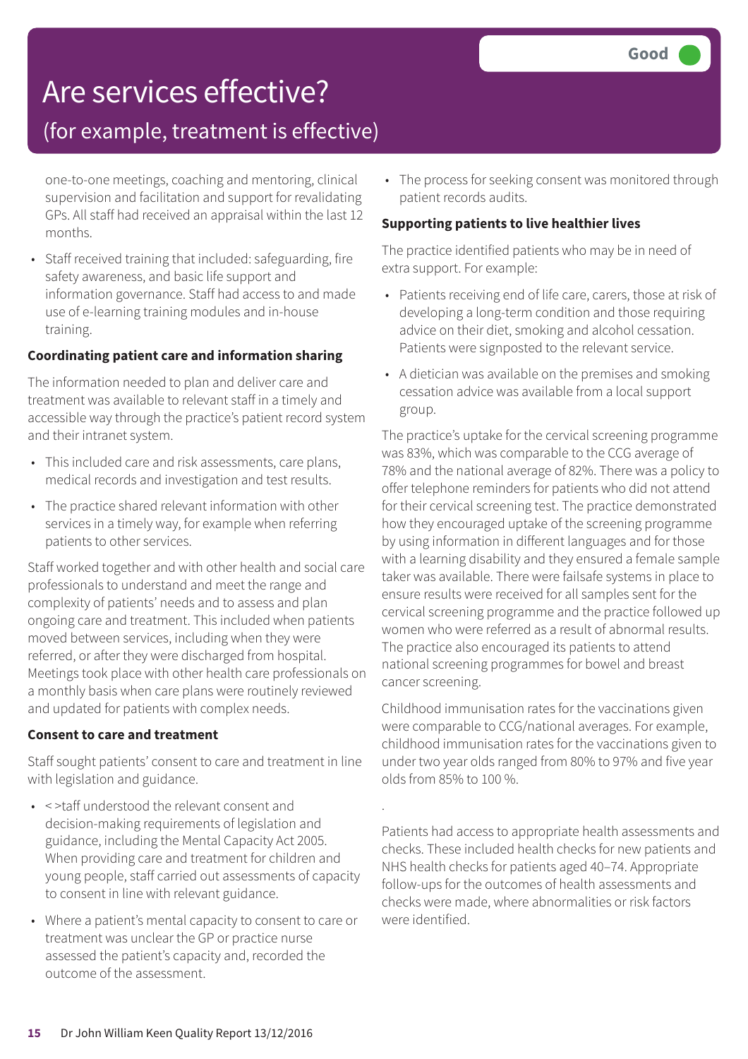# Are services effective?

## (for example, treatment is effective)

Good

one-to-one meetings, coaching and mentoring, clinical supervision and facilitation and support for revalidating GPs. All staff had received an appraisal within the last 12 months.

- Staff received training that included: safeguarding, fire safety awareness, and basic life support and information governance. Staff had access to and made use of e-learning training modules and in-house training.

**Coordinating patient care and information sharing**

The information needed to plan and deliver care and treatment was available to relevant staff in a timely and accessible way through the practice's patient record system and their intranet system.

- This included care and risk assessments, care plans, medical records and investigation and test results.
- The practice shared relevant information with other services in a timely way, for example when referring patients to other services.

Staff worked together and with other health and social care professionals to understand and meet the range and complexity of patients' needs and to assess and plan ongoing care and treatment. This included when patients moved between services, including when they were referred, or after they were discharged from hospital. Meetings took place with other health care professionals on a monthly basis when care plans were routinely reviewed and updated for patients with complex needs.

**Consent to care and treatment**

Staff sought patients' consent to care and treatment in line with legislation and guidance.

- < >taff understood the relevant consent and decision-making requirements of legislation and guidance, including the Mental Capacity Act 2005. When providing care and treatment for children and young people, staff carried out assessments of capacity to consent in line with relevant guidance.
- Where a patient's mental capacity to consent to care or treatment was unclear the GP or practice nurse assessed the patient's capacity and, recorded the outcome of the assessment.
- The process for seeking consent was monitored through patient records audits.

**Supporting patients to live healthier lives**

The practice identified patients who may be in need of extra support. For example:

- Patients receiving end of life care, carers, those at risk of developing a long-term condition and those requiring advice on their diet, smoking and alcohol cessation. Patients were signposted to the relevant service.
- A dietician was available on the premises and smoking cessation advice was available from a local support group.

The practice's uptake for the cervical screening programme was 83%, which was comparable to the CCG average of 78% and the national average of 82%. There was a policy to offer telephone reminders for patients who did not attend for their cervical screening test. The practice demonstrated how they encouraged uptake of the screening programme by using information in different languages and for those with a learning disability and they ensured a female sample taker was available. There were failsafe systems in place to ensure results were received for all samples sent for the cervical screening programme and the practice followed up women who were referred as a result of abnormal results. The practice also encouraged its patients to attend national screening programmes for bowel and breast cancer screening.

Childhood immunisation rates for the vaccinations given were comparable to CCG/national averages. For example, childhood immunisation rates for the vaccinations given to under two year olds ranged from 80% to 97% and five year olds from 85% to 100 %.

.

Patients had access to appropriate health assessments and checks. These included health checks for new patients and NHS health checks for patients aged 40–74. Appropriate follow-ups for the outcomes of health assessments and checks were made, where abnormalities or risk factors were identified.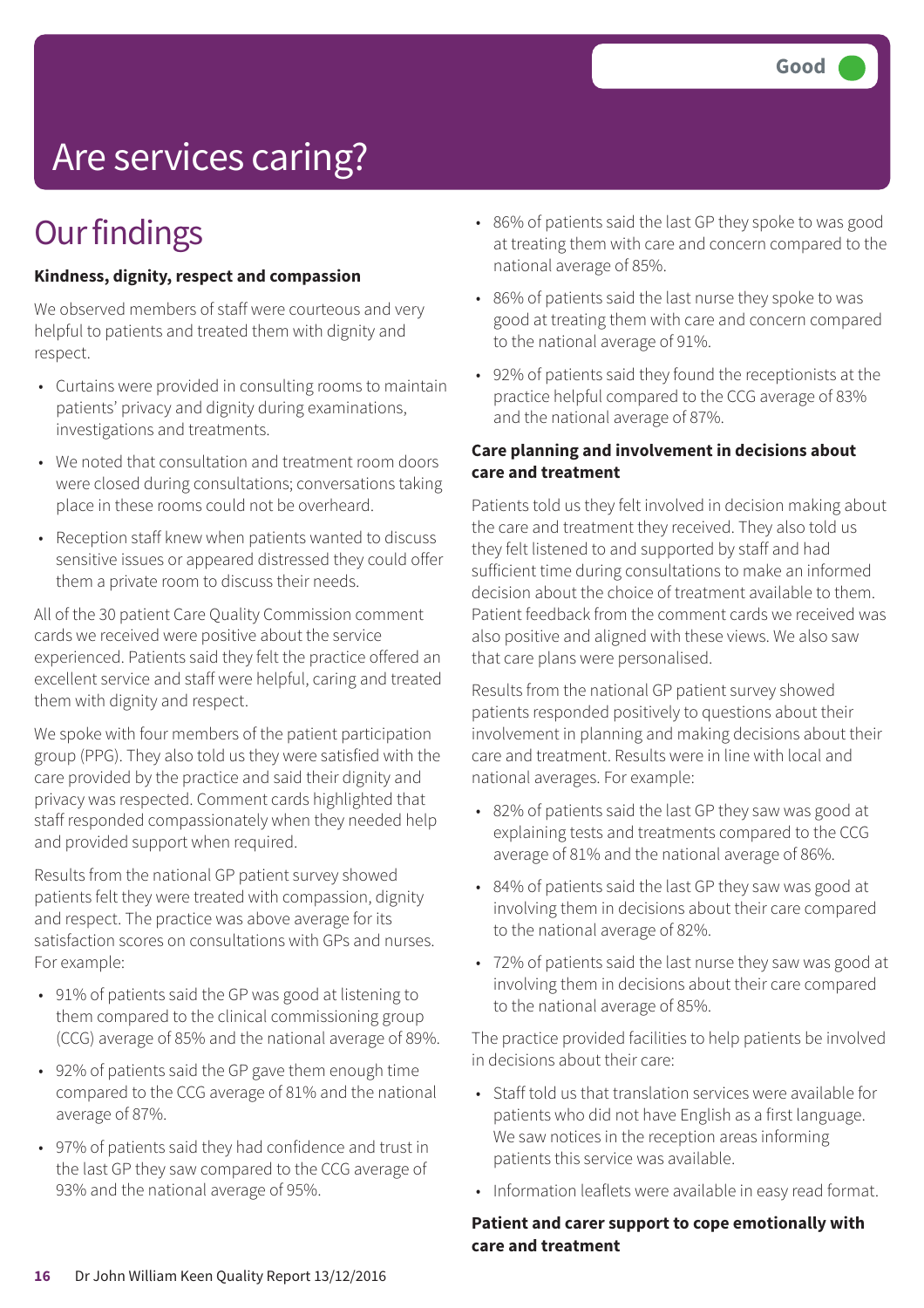Good

# Are services caring?

## Our findings

**Kindness, dignity, respect and compassion**

We observed members of staff were courteous and very helpful to patients and treated them with dignity and respect.

- Curtains were provided in consulting rooms to maintain patients' privacy and dignity during examinations, investigations and treatments.
- We noted that consultation and treatment room doors were closed during consultations; conversations taking place in these rooms could not be overheard.
- Reception staff knew when patients wanted to discuss sensitive issues or appeared distressed they could offer them a private room to discuss their needs.

All of the 30 patient Care Quality Commission comment cards we received were positive about the service experienced. Patients said they felt the practice offered an excellent service and staff were helpful, caring and treated them with dignity and respect.

We spoke with four members of the patient participation group (PPG). They also told us they were satisfied with the care provided by the practice and said their dignity and privacy was respected. Comment cards highlighted that staff responded compassionately when they needed help and provided support when required.

Results from the national GP patient survey showed patients felt they were treated with compassion, dignity and respect. The practice was above average for its satisfaction scores on consultations with GPs and nurses. For example:

- 91% of patients said the GP was good at listening to them compared to the clinical commissioning group (CCG) average of 85% and the national average of 89%.
- 92% of patients said the GP gave them enough time compared to the CCG average of 81% and the national average of 87%.
- 97% of patients said they had confidence and trust in the last GP they saw compared to the CCG average of 93% and the national average of 95%.
- 86% of patients said the last GP they spoke to was good at treating them with care and concern compared to the national average of 85%.
- 86% of patients said the last nurse they spoke to was good at treating them with care and concern compared to the national average of 91%.
- 92% of patients said they found the receptionists at the practice helpful compared to the CCG average of 83% and the national average of 87%.

**Care planning and involvement in decisions about care and treatment**

Patients told us they felt involved in decision making about the care and treatment they received. They also told us they felt listened to and supported by staff and had sufficient time during consultations to make an informed decision about the choice of treatment available to them. Patient feedback from the comment cards we received was also positive and aligned with these views. We also saw that care plans were personalised.

Results from the national GP patient survey showed patients responded positively to questions about their involvement in planning and making decisions about their care and treatment. Results were in line with local and national averages. For example:

- 82% of patients said the last GP they saw was good at explaining tests and treatments compared to the CCG average of 81% and the national average of 86%.
- 84% of patients said the last GP they saw was good at involving them in decisions about their care compared to the national average of 82%.
- 72% of patients said the last nurse they saw was good at involving them in decisions about their care compared to the national average of 85%.

The practice provided facilities to help patients be involved in decisions about their care:

- Staff told us that translation services were available for patients who did not have English as a first language. We saw notices in the reception areas informing patients this service was available.
- Information leaflets were available in easy read format.

**Patient and carer support to cope emotionally with care and treatment**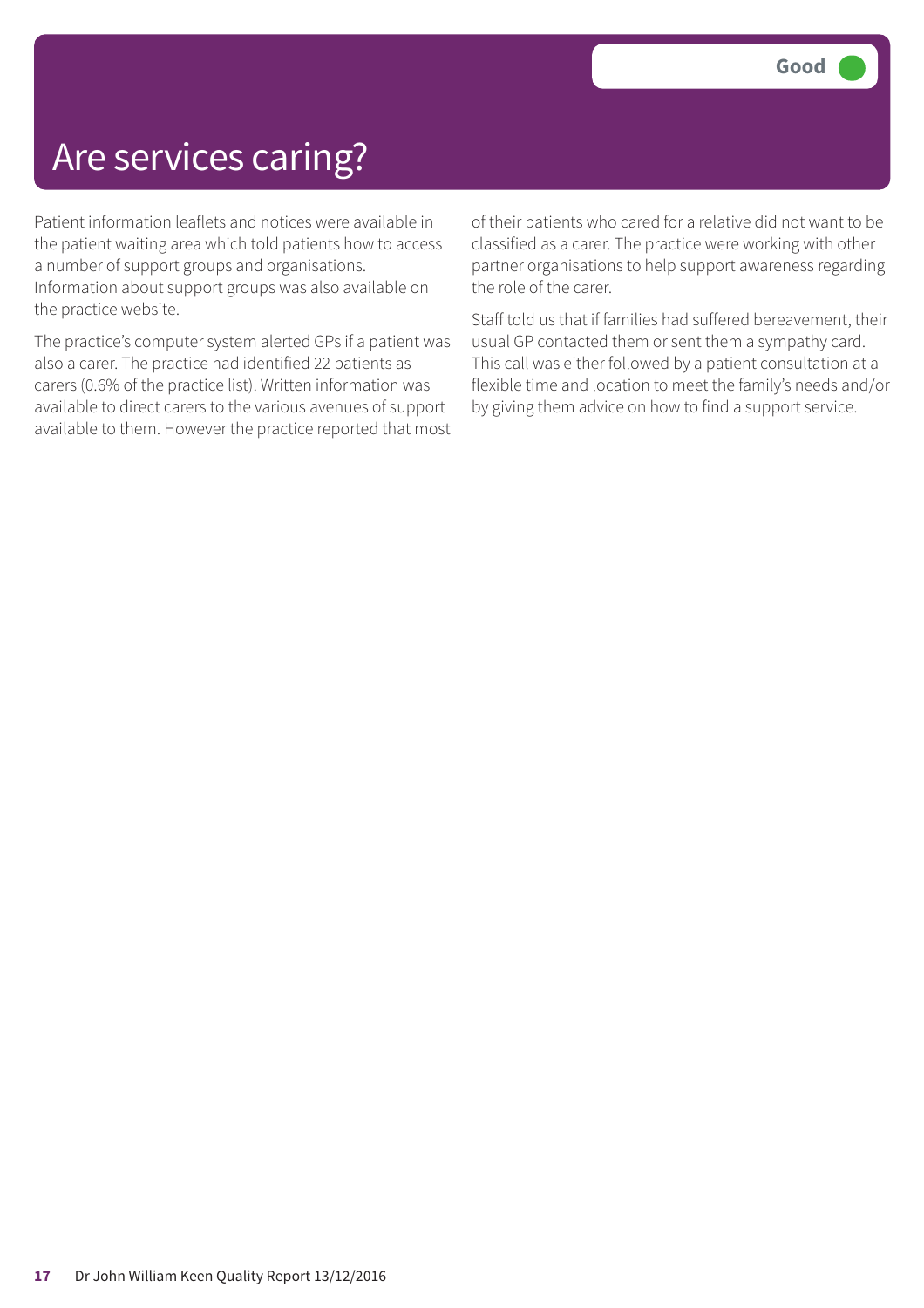# Are services caring?

**Good**

Patient information leaflets and notices were available in the patient waiting area which told patients how to access a number of support groups and organisations. Information about support groups was also available on the practice website.

The practice's computer system alerted GPs if a patient was also a carer. The practice had identified 22 patients as carers (0.6% of the practice list). Written information was available to direct carers to the various avenues of support available to them. However the practice reported that most of their patients who cared for a relative did not want to be classified as a carer. The practice were working with other partner organisations to help support awareness regarding the role of the carer.

Staff told us that if families had suffered bereavement, their usual GP contacted them or sent them a sympathy card. This call was either followed by a patient consultation at a flexible time and location to meet the family's needs and/or by giving them advice on how to find a support service.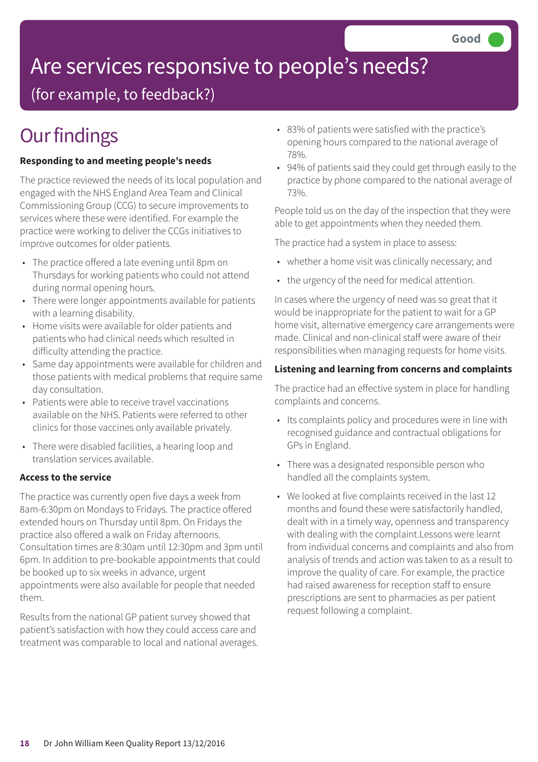Good

# Are services responsive to people's needs?

## (for example, to feedback?)

# Our findings

**Responding to and meeting people's needs**

The practice reviewed the needs of its local population and engaged with the NHS England Area Team and Clinical Commissioning Group (CCG) to secure improvements to services where these were identified. For example the practice were working to deliver the CCGs initiatives to improve outcomes for older patients.

- The practice offered a late evening until 8pm on Thursdays for working patients who could not attend during normal opening hours.
- There were longer appointments available for patients with a learning disability.
- Home visits were available for older patients and patients who had clinical needs which resulted in difficulty attending the practice.
- Same day appointments were available for children and those patients with medical problems that require same day consultation.
- Patients were able to receive travel vaccinations available on the NHS. Patients were referred to other clinics for those vaccines only available privately.
- There were disabled facilities, a hearing loop and translation services available.

**Access to the service**

The practice was currently open five days a week from 8am-6:30pm on Mondays to Fridays. The practice offered extended hours on Thursday until 8pm. On Fridays the practice also offered a walk on Friday afternoons. Consultation times are 8:30am until 12:30pm and 3pm until 6pm. In addition to pre-bookable appointments that could be booked up to six weeks in advance, urgent appointments were also available for people that needed them.

Results from the national GP patient survey showed that patient's satisfaction with how they could access care and treatment was comparable to local and national averages.

- 83% of patients were satisfied with the practice's opening hours compared to the national average of 78%.
- 94% of patients said they could get through easily to the practice by phone compared to the national average of 73%.

People told us on the day of the inspection that they were able to get appointments when they needed them.

The practice had a system in place to assess:

- whether a home visit was clinically necessary; and
- the urgency of the need for medical attention.

In cases where the urgency of need was so great that it would be inappropriate for the patient to wait for a GP home visit, alternative emergency care arrangements were made. Clinical and non-clinical staff were aware of their responsibilities when managing requests for home visits.

**Listening and learning from concerns and complaints**

The practice had an effective system in place for handling complaints and concerns.

- Its complaints policy and procedures were in line with recognised guidance and contractual obligations for GPs in England.
- There was a designated responsible person who handled all the complaints system.
- We looked at five complaints received in the last 12 months and found these were satisfactorily handled, dealt with in a timely way, openness and transparency with dealing with the complaint.Lessons were learnt from individual concerns and complaints and also from analysis of trends and action was taken to as a result to improve the quality of care. For example, the practice had raised awareness for reception staff to ensure prescriptions are sent to pharmacies as per patient request following a complaint.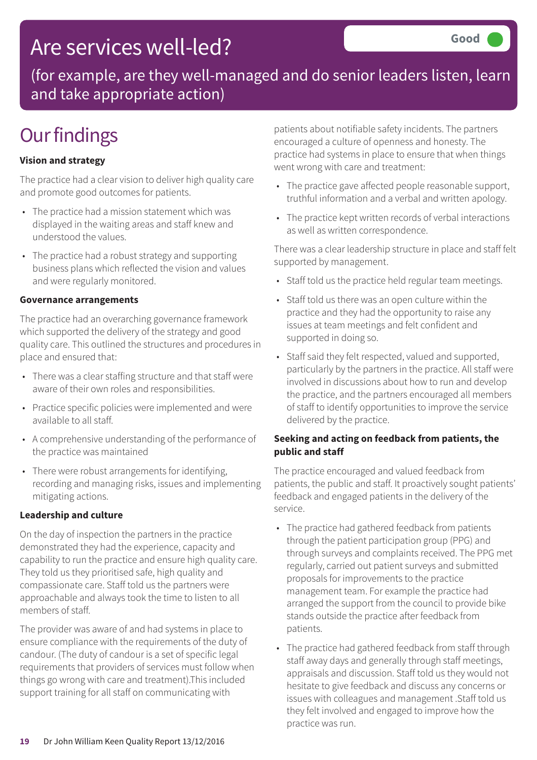# Are services well-led?

**Good**

(for example, are they well-managed and do senior leaders listen, learn and take appropriate action)

## Our findings

**Vision and strategy**

The practice had a clear vision to deliver high quality care and promote good outcomes for patients.

- The practice had a mission statement which was displayed in the waiting areas and staff knew and understood the values.
- The practice had a robust strategy and supporting business plans which reflected the vision and values and were regularly monitored.

**Governance arrangements**

The practice had an overarching governance framework which supported the delivery of the strategy and good quality care. This outlined the structures and procedures in place and ensured that:

- There was a clear staffing structure and that staff were aware of their own roles and responsibilities.
- Practice specific policies were implemented and were available to all staff.
- A comprehensive understanding of the performance of the practice was maintained
- There were robust arrangements for identifying, recording and managing risks, issues and implementing mitigating actions.

**Leadership and culture**

On the day of inspection the partners in the practice demonstrated they had the experience, capacity and capability to run the practice and ensure high quality care. They told us they prioritised safe, high quality and compassionate care. Staff told us the partners were approachable and always took the time to listen to all members of staff.

The provider was aware of and had systems in place to ensure compliance with the requirements of the duty of candour. (The duty of candour is a set of specific legal requirements that providers of services must follow when things go wrong with care and treatment).This included support training for all staff on communicating with patients about notifiable safety incidents. The partners encouraged a culture of openness and honesty. The practice had systems in place to ensure that when things went wrong with care and treatment:

- The practice gave affected people reasonable support, truthful information and a verbal and written apology.
- The practice kept written records of verbal interactions as well as written correspondence.

There was a clear leadership structure in place and staff felt supported by management.

- Staff told us the practice held regular team meetings.
- Staff told us there was an open culture within the practice and they had the opportunity to raise any issues at team meetings and felt confident and supported in doing so.
- Staff said they felt respected, valued and supported, particularly by the partners in the practice. All staff were involved in discussions about how to run and develop the practice, and the partners encouraged all members of staff to identify opportunities to improve the service delivered by the practice.

**Seeking and acting on feedback from patients, the public and staff**

The practice encouraged and valued feedback from patients, the public and staff. It proactively sought patients' feedback and engaged patients in the delivery of the service.

- The practice had gathered feedback from patients through the patient participation group (PPG) and through surveys and complaints received. The PPG met regularly, carried out patient surveys and submitted proposals for improvements to the practice management team. For example the practice had arranged the support from the council to provide bike stands outside the practice after feedback from patients.
- The practice had gathered feedback from staff through staff away days and generally through staff meetings, appraisals and discussion. Staff told us they would not hesitate to give feedback and discuss any concerns or issues with colleagues and management .Staff told us they felt involved and engaged to improve how the practice was run.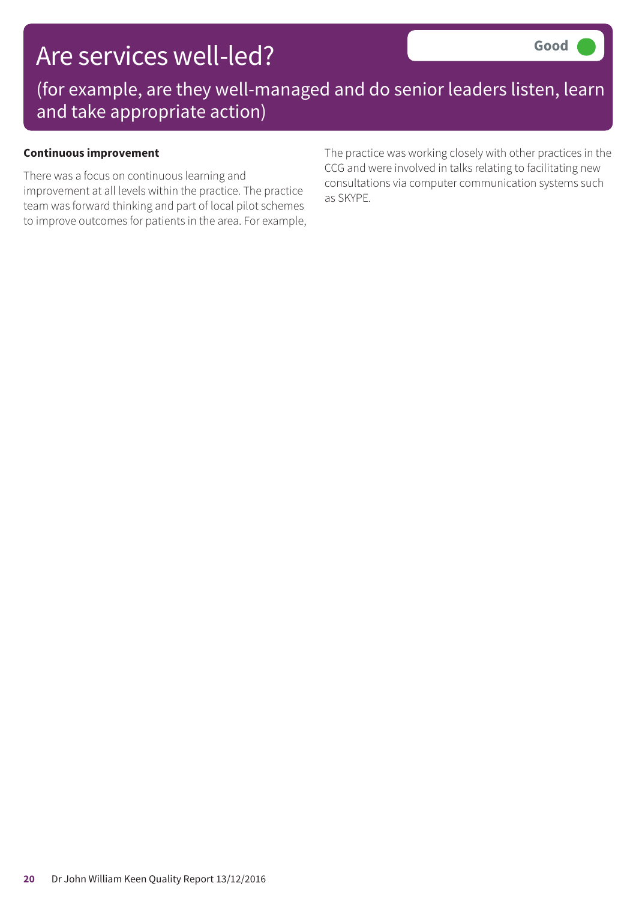# Are services well-led?

Good

(for example, are they well-managed and do senior leaders listen, learn and take appropriate action)

**Continuous improvement**

There was a focus on continuous learning and improvement at all levels within the practice. The practice team was forward thinking and part of local pilot schemes to improve outcomes for patients in the area. For example, The practice was working closely with other practices in the CCG and were involved in talks relating to facilitating new consultations via computer communication systems such as SKYPE.